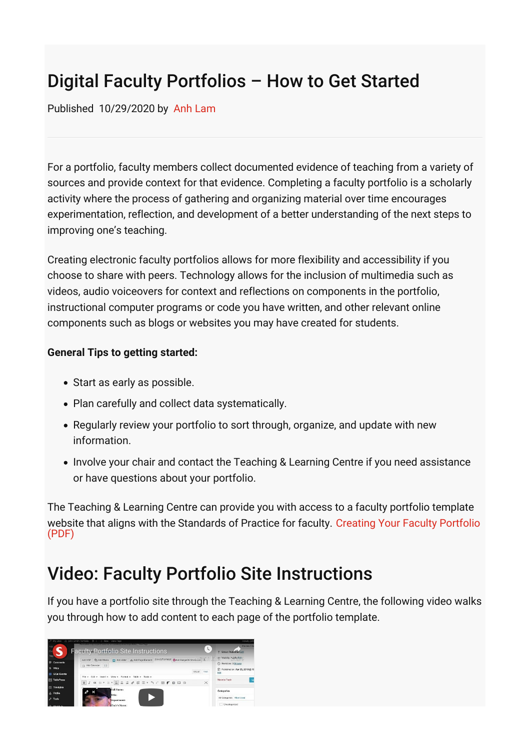# Digital Faculty Portfolios – How to Get Started

Published 10/29/2020 by Anh Lam

For a portfolio, faculty members collect documented evidence of teaching from a variety of sources and provide context for that evidence. Completing a faculty portfolio is a scholarly activity where the process of gathering and organizing material over time encourages experimentation, reflection, and development of a better understanding of the next steps to improving one's teaching.

Creating electronic faculty portfolios allows for more flexibility and accessibility if you choose to share with peers. Technology allows for the inclusion of multimedia such as videos, audio voiceovers for context and reflections on components in the portfolio, instructional computer programs or code you have written, and other relevant online components such as blogs or websites you may have created for students.

**General Tips to getting started:**

- Start as early as possible.
- Plan carefully and collect data systematically.
- Regularly review your portfolio to sort through, organize, and update with new information.
- Involve your chair and contact the Teaching & Learning Centre if you need assistance or have questions about your portfolio.

The Teaching & Learning Centre can provide you with access to a faculty portfolio template website that aligns with the Standards of Practice for faculty. Creating Your Faculty Portfolio (PDF)

# Video: Faculty Portfolio Site Instructions

If you have a portfolio site through the Teaching & Learning Centre, the following video walks you through how to add content to each page of the portfolio template.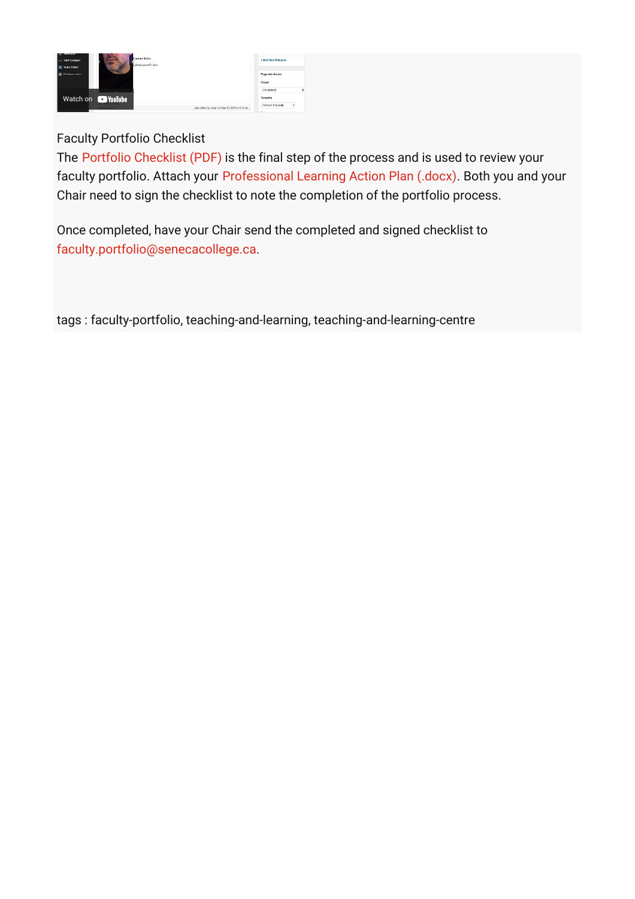Faculty Portfolio Checklist

The Portfolio Checklist (PDF) is the final step of the process and is used to review your faculty portfolio. Attach your Professional Learning Action Plan (.docx). Both you and your Chair need to sign the checklist to note the completion of the portfolio process.

Once completed, have your Chair send the completed and signed checklist to faculty.portfolio@senecacollege.ca.

tags : faculty-portfolio, teaching-and-learning, teaching-and-learning-centre